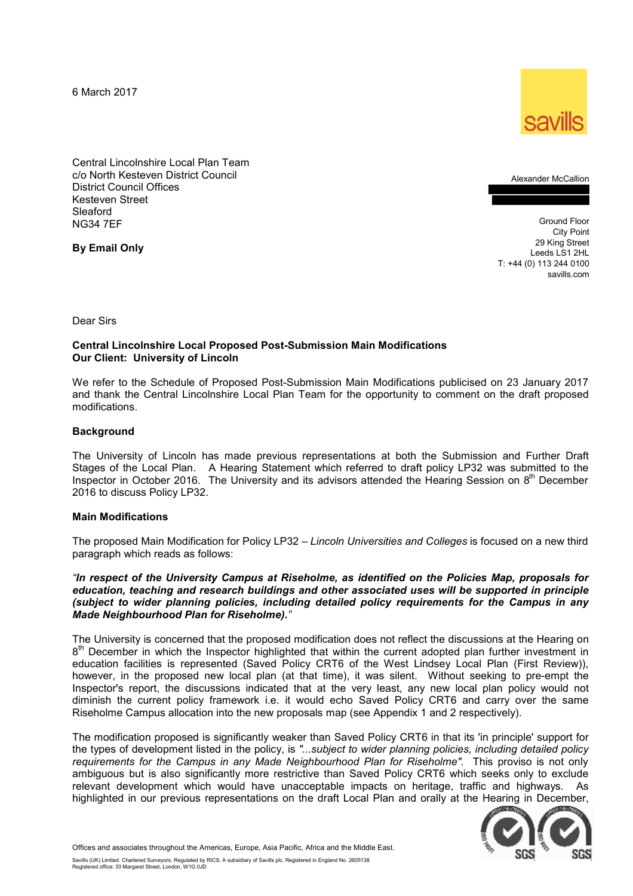6 March 2017

savills

Central Lincolnshire Local Plan Team
c/o North Kesteven District Council
District Council Offices
Kesteven Street
Sleaford
NG34 7EF

**By Email Only**

Alexander McCallion

Ground Floor
City Point
29 King Street
Leeds LS1 2HL
T: +44 (0) 113 244 0100
savills.com

Dear Sirs

**Central Lincolnshire Local Proposed Post-Submission Main Modifications**
**Our Client: University of Lincoln**

We refer to the Schedule of Proposed Post-Submission Main Modifications publicised on 23 January 2017 and thank the Central Lincolnshire Local Plan Team for the opportunity to comment on the draft proposed modifications.

**Background**

The University of Lincoln has made previous representations at both the Submission and Further Draft Stages of the Local Plan. A Hearing Statement which referred to draft policy LP32 was submitted to the Inspector in October 2016. The University and its advisors attended the Hearing Session on 8th December 2016 to discuss Policy LP32.

**Main Modifications**

The proposed Main Modification for Policy LP32 – *Lincoln Universities and Colleges* is focused on a new third paragraph which reads as follows:

*"**In respect of the University Campus at Riseholme, as identified on the Policies Map, proposals for education, teaching and research buildings and other associated uses will be supported in principle (subject to wider planning policies, including detailed policy requirements for the Campus in any Made Neighbourhood Plan for Riseholme).**"*

The University is concerned that the proposed modification does not reflect the discussions at the Hearing on 8th December in which the Inspector highlighted that within the current adopted plan further investment in education facilities is represented (Saved Policy CRT6 of the West Lindsey Local Plan (First Review)), however, in the proposed new local plan (at that time), it was silent. Without seeking to pre-empt the Inspector's report, the discussions indicated that at the very least, any new local plan policy would not diminish the current policy framework i.e. it would echo Saved Policy CRT6 and carry over the same Riseholme Campus allocation into the new proposals map (see Appendix 1 and 2 respectively).

The modification proposed is significantly weaker than Saved Policy CRT6 in that its 'in principle' support for the types of development listed in the policy, is *"...subject to wider planning policies, including detailed policy requirements for the Campus in any Made Neighbourhood Plan for Riseholme"*. This proviso is not only ambiguous but is also significantly more restrictive than Saved Policy CRT6 which seeks only to exclude relevant development which would have unacceptable impacts on heritage, traffic and highways. As highlighted in our previous representations on the draft Local Plan and orally at the Hearing in December,

Offices and associates throughout the Americas, Europe, Asia Pacific, Africa and the Middle East.

Savills (UK) Limited. Chartered Surveyors. Regulated by RICS. A subsidiary of Savills plc. Registered in England No. 2605138.
Registered office: 33 Margaret Street, London, W1G 0JD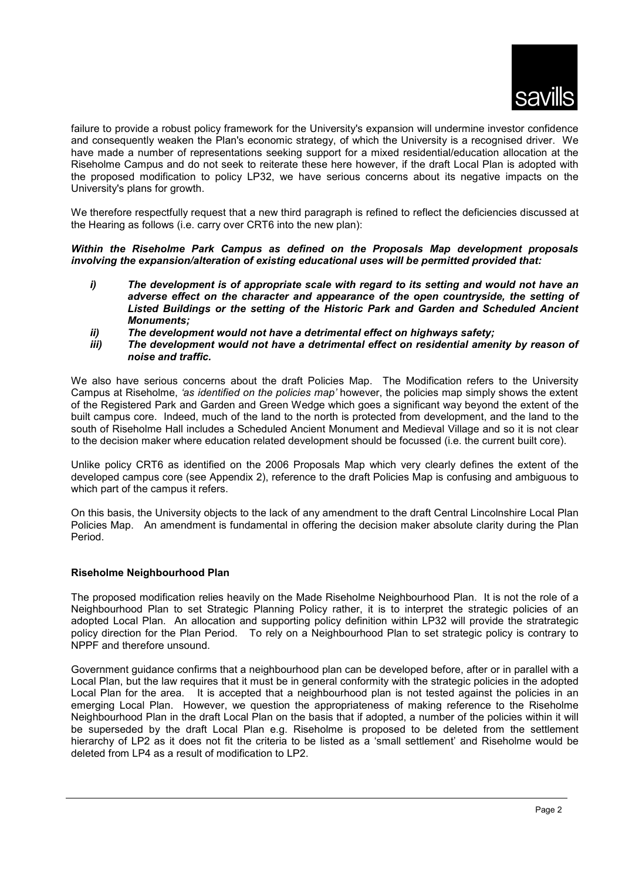failure to provide a robust policy framework for the University's expansion will undermine investor confidence and consequently weaken the Plan's economic strategy, of which the University is a recognised driver. We have made a number of representations seeking support for a mixed residential/education allocation at the Riseholme Campus and do not seek to reiterate these here however, if the draft Local Plan is adopted with the proposed modification to policy LP32, we have serious concerns about its negative impacts on the University's plans for growth.

We therefore respectfully request that a new third paragraph is refined to reflect the deficiencies discussed at the Hearing as follows (i.e. carry over CRT6 into the new plan):

***Within the Riseholme Park Campus as defined on the Proposals Map development proposals involving the expansion/alteration of existing educational uses will be permitted provided that:***

- ***i) The development is of appropriate scale with regard to its setting and would not have an adverse effect on the character and appearance of the open countryside, the setting of Listed Buildings or the setting of the Historic Park and Garden and Scheduled Ancient Monuments;***
- ***ii) The development would not have a detrimental effect on highways safety;***
- ***iii) The development would not have a detrimental effect on residential amenity by reason of noise and traffic.***

We also have serious concerns about the draft Policies Map. The Modification refers to the University Campus at Riseholme, *'as identified on the policies map'* however, the policies map simply shows the extent of the Registered Park and Garden and Green Wedge which goes a significant way beyond the extent of the built campus core. Indeed, much of the land to the north is protected from development, and the land to the south of Riseholme Hall includes a Scheduled Ancient Monument and Medieval Village and so it is not clear to the decision maker where education related development should be focussed (i.e. the current built core).

Unlike policy CRT6 as identified on the 2006 Proposals Map which very clearly defines the extent of the developed campus core (see Appendix 2), reference to the draft Policies Map is confusing and ambiguous to which part of the campus it refers.

On this basis, the University objects to the lack of any amendment to the draft Central Lincolnshire Local Plan Policies Map. An amendment is fundamental in offering the decision maker absolute clarity during the Plan Period.

**Riseholme Neighbourhood Plan**

The proposed modification relies heavily on the Made Riseholme Neighbourhood Plan. It is not the role of a Neighbourhood Plan to set Strategic Planning Policy rather, it is to interpret the strategic policies of an adopted Local Plan. An allocation and supporting policy definition within LP32 will provide the stratrategic policy direction for the Plan Period. To rely on a Neighbourhood Plan to set strategic policy is contrary to NPPF and therefore unsound.

Government guidance confirms that a neighbourhood plan can be developed before, after or in parallel with a Local Plan, but the law requires that it must be in general conformity with the strategic policies in the adopted Local Plan for the area. It is accepted that a neighbourhood plan is not tested against the policies in an emerging Local Plan. However, we question the appropriateness of making reference to the Riseholme Neighbourhood Plan in the draft Local Plan on the basis that if adopted, a number of the policies within it will be superseded by the draft Local Plan e.g. Riseholme is proposed to be deleted from the settlement hierarchy of LP2 as it does not fit the criteria to be listed as a 'small settlement' and Riseholme would be deleted from LP4 as a result of modification to LP2.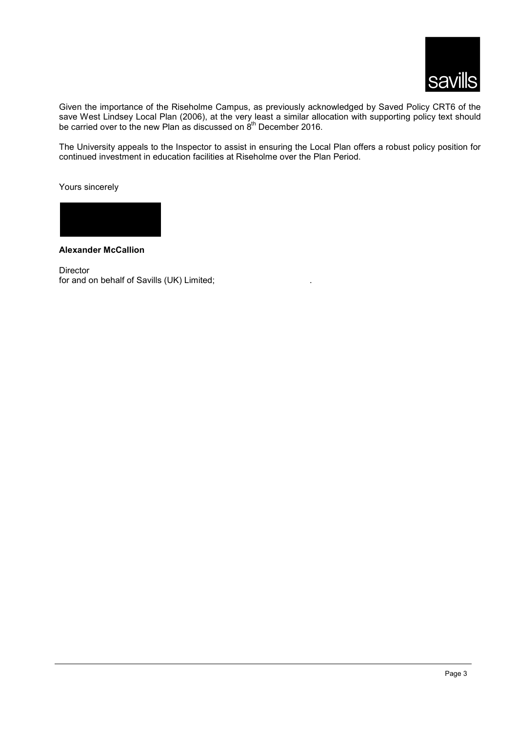Given the importance of the Riseholme Campus, as previously acknowledged by Saved Policy CRT6 of the save West Lindsey Local Plan (2006), at the very least a similar allocation with supporting policy text should be carried over to the new Plan as discussed on 8th December 2016.

The University appeals to the Inspector to assist in ensuring the Local Plan offers a robust policy position for continued investment in education facilities at Riseholme over the Plan Period.

Yours sincerely

**Alexander McCallion**

Director
for and on behalf of Savills (UK) Limited; .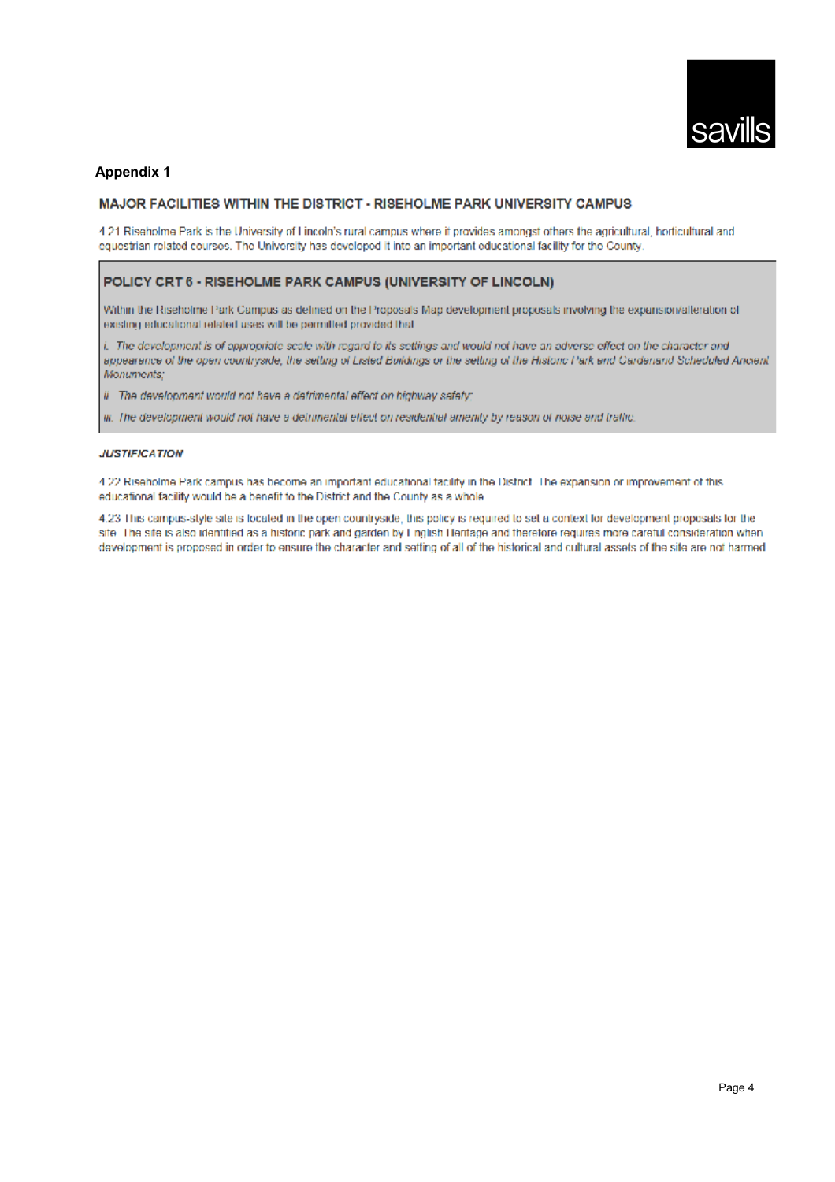**Appendix 1**

## MAJOR FACILITIES WITHIN THE DISTRICT - RISEHOLME PARK UNIVERSITY CAMPUS

4.21 Riseholme Park is the University of Lincoln's rural campus where it provides amongst others the agricultural, horticultural and equestrian related courses. The University has developed it into an important educational facility for the County.

### POLICY CRT 6 - RISEHOLME PARK CAMPUS (UNIVERSITY OF LINCOLN)

Within the Riseholme Park Campus as defined on the Proposals Map development proposals involving the expansion/alteration of existing educational related uses will be permitted provided that:

*i. The development is of appropriate scale with regard to its settings and would not have an adverse effect on the character and appearance of the open countryside, the setting of Listed Buildings or the setting of the Historic Park and Gardenand Scheduled Ancient Monuments;*

*ii. The development would not have a detrimental effect on highway safety;*

*iii. The development would not have a detrimental effect on residential amenity by reason of noise and traffic.*

***JUSTIFICATION***

4.22 Riseholme Park campus has become an important educational facility in the District. The expansion or improvement of this educational facility would be a benefit to the District and the County as a whole.

4.23 This campus-style site is located in the open countryside, this policy is required to set a context for development proposals for the site. The site is also identified as a historic park and garden by English Heritage and therefore requires more careful consideration when development is proposed in order to ensure the character and setting of all of the historical and cultural assets of the site are not harmed.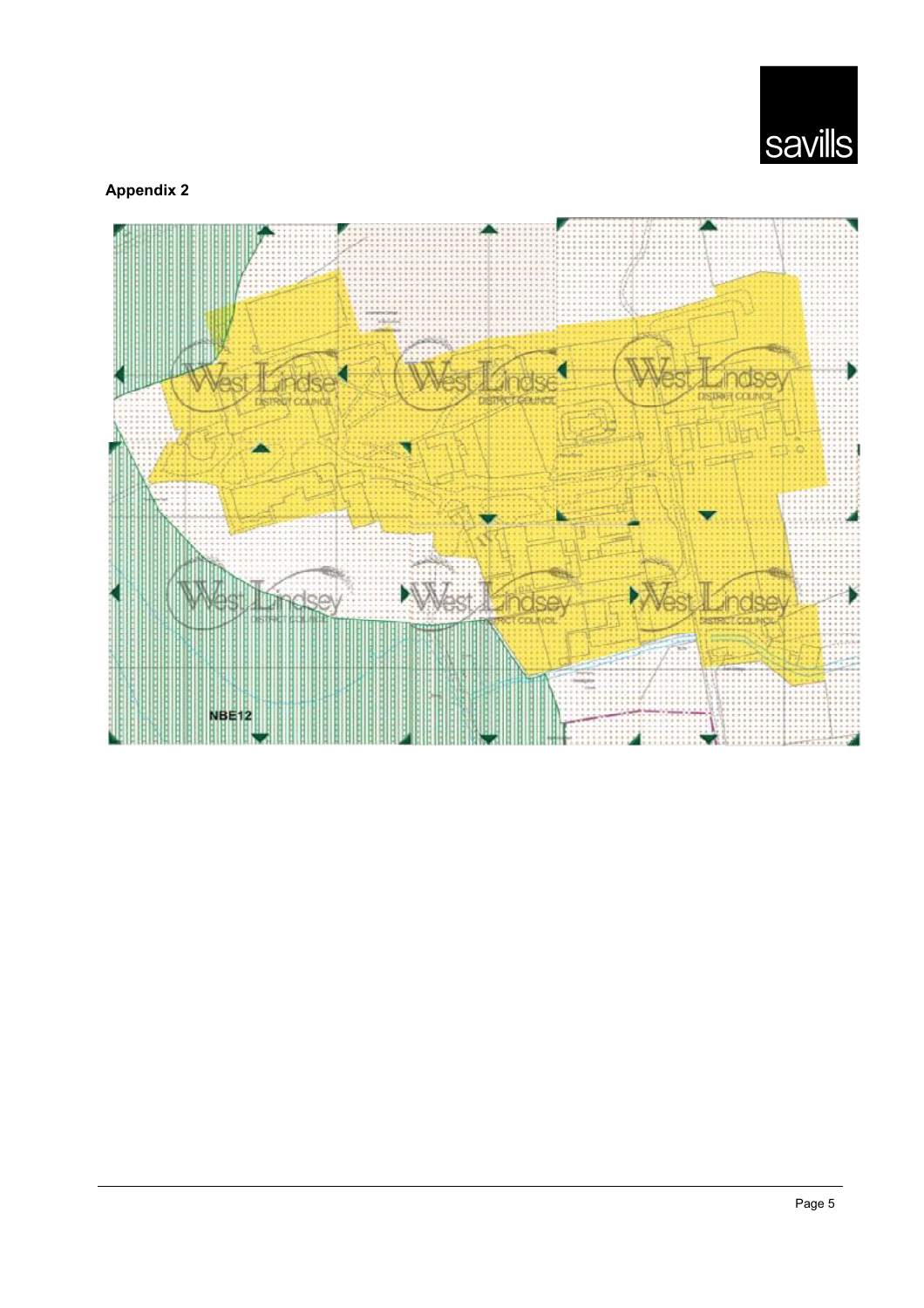**Appendix 2**

NBE12